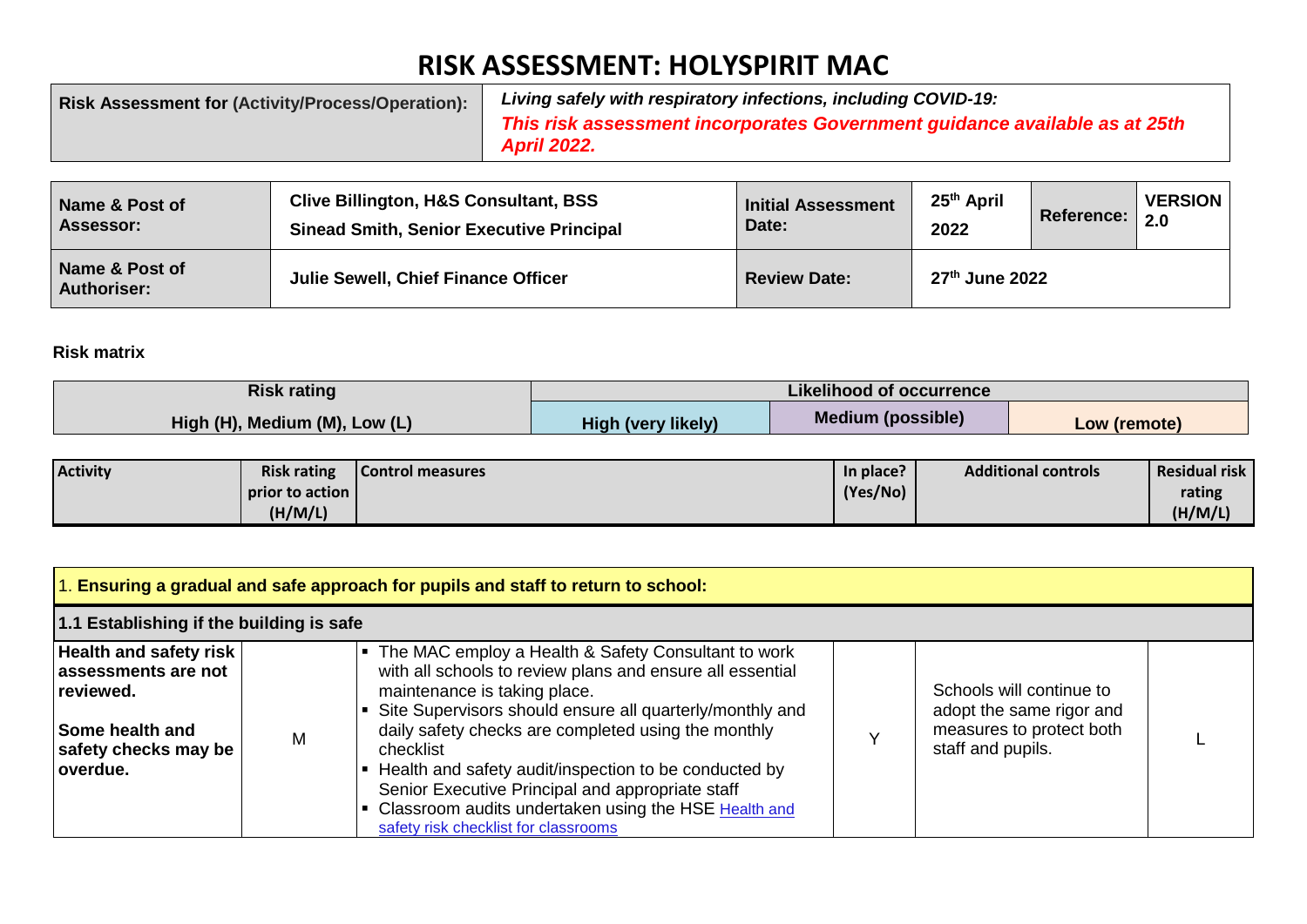# RISK ASSESSMENT: HOLYSPIRIT MAC

| **Risk Assessment for (Activity/Process/Operation):** | ***Living safely with respiratory infections, including COVID-19:*** ***This risk assessment incorporates Government guidance available as at 25th April 2022.*** |
|---|---|

| **Name & Post of Assessor:** | **Clive Billington, H&S Consultant, BSS** **Sinead Smith, Senior Executive Principal** | **Initial Assessment Date:** | **25th April 2022** | **Reference:** | **VERSION 2.0** |
|---|---|---|---|---|---|
| **Name & Post of Authoriser:** | **Julie Sewell, Chief Finance Officer** | **Review Date:** | **27th June 2022** | | |

**Risk matrix**

| **Risk rating** | **Likelihood of occurrence** | | |
|---|---|---|---|
| **High (H), Medium (M), Low (L)** | **High (very likely)** | **Medium (possible)** | **Low (remote)** |

| **Activity** | **Risk rating prior to action (H/M/L)** | **Control measures** | **In place? (Yes/No)** | **Additional controls** | **Residual risk rating (H/M/L)** |
|---|---|---|---|---|---|
| 1. **Ensuring a gradual and safe approach for pupils and staff to return to school:** | | | | | |
| **1.1 Establishing if the building is safe** | | | | | |
| **Health and safety risk assessments are not reviewed.** **Some health and safety checks may be overdue.** | M | ▪ The MAC employ a Health & Safety Consultant to work with all schools to review plans and ensure all essential maintenance is taking place. ▪ Site Supervisors should ensure all quarterly/monthly and daily safety checks are completed using the monthly checklist ▪ Health and safety audit/inspection to be conducted by Senior Executive Principal and appropriate staff ▪ Classroom audits undertaken using the HSE [Health and safety risk checklist for classrooms]() | Y | Schools will continue to adopt the same rigor and measures to protect both staff and pupils. | L |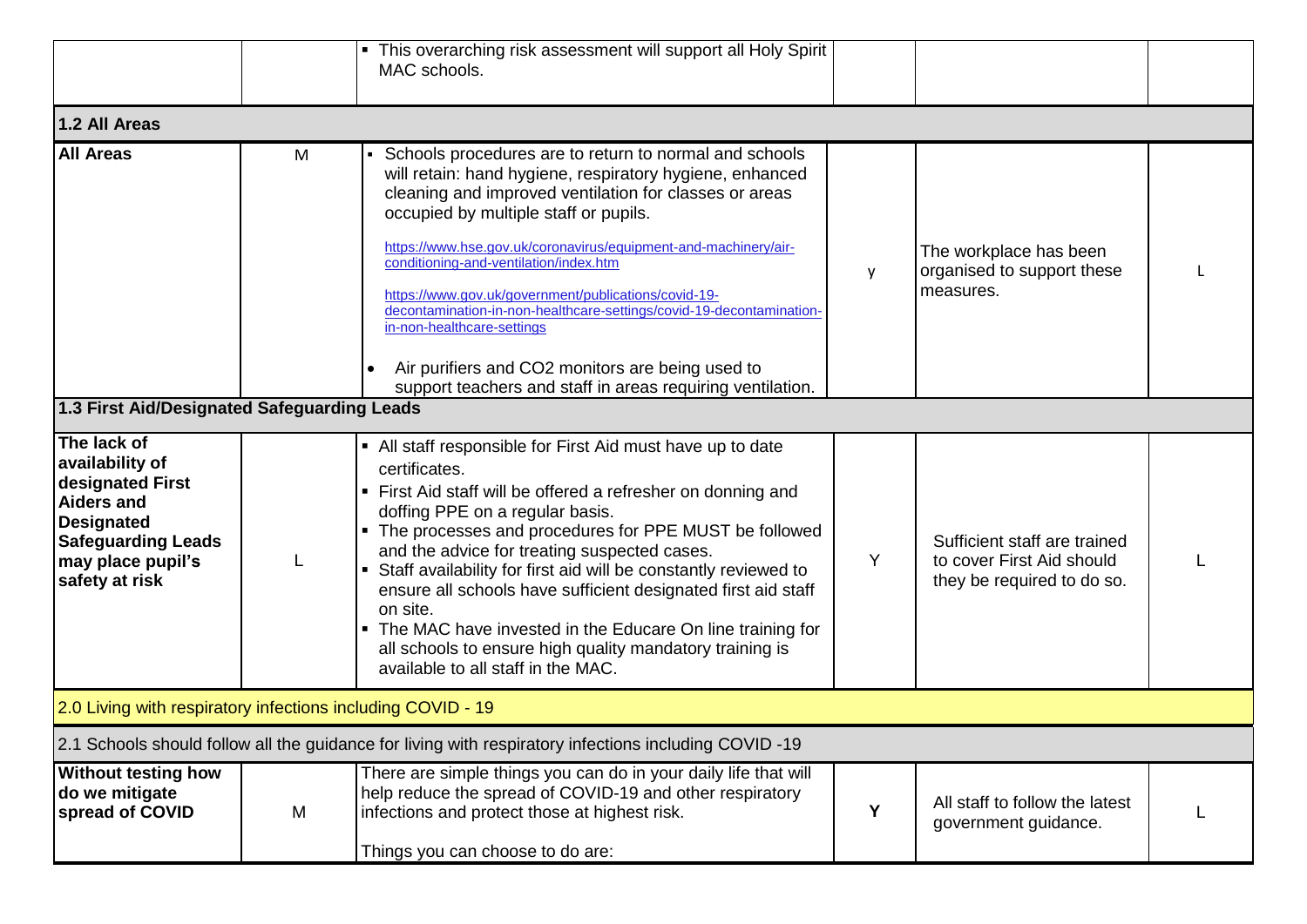| | | | | | |
|---|---|---|---|---|---|
| | | ▪ This overarching risk assessment will support all Holy Spirit MAC schools. | | | |
| **1.2 All Areas** | | | | | |
| **All Areas** | M | ▪ Schools procedures are to return to normal and schools will retain: hand hygiene, respiratory hygiene, enhanced cleaning and improved ventilation for classes or areas occupied by multiple staff or pupils.<br><br>https://www.hse.gov.uk/coronavirus/equipment-and-machinery/air-conditioning-and-ventilation/index.htm<br><br>https://www.gov.uk/government/publications/covid-19-decontamination-in-non-healthcare-settings/covid-19-decontamination-in-non-healthcare-settings<br><br>• Air purifiers and CO2 monitors are being used to support teachers and staff in areas requiring ventilation. | y | The workplace has been organised to support these measures. | L |
| **1.3 First Aid/Designated Safeguarding Leads** | | | | | |
| **The lack of availability of designated First Aiders and Designated Safeguarding Leads may place pupil's safety at risk** | L | ▪ All staff responsible for First Aid must have up to date certificates.<br>▪ First Aid staff will be offered a refresher on donning and doffing PPE on a regular basis.<br>▪ The processes and procedures for PPE MUST be followed and the advice for treating suspected cases.<br>▪ Staff availability for first aid will be constantly reviewed to ensure all schools have sufficient designated first aid staff on site.<br>▪ The MAC have invested in the Educare On line training for all schools to ensure high quality mandatory training is available to all staff in the MAC. | Y | Sufficient staff are trained to cover First Aid should they be required to do so. | L |
| 2.0 Living with respiratory infections including COVID - 19 | | | | | |
| 2.1 Schools should follow all the guidance for living with respiratory infections including COVID -19 | | | | | |
| **Without testing how do we mitigate spread of COVID** | M | There are simple things you can do in your daily life that will help reduce the spread of COVID-19 and other respiratory infections and protect those at highest risk.<br><br>Things you can choose to do are: | **Y** | All staff to follow the latest government guidance. | L |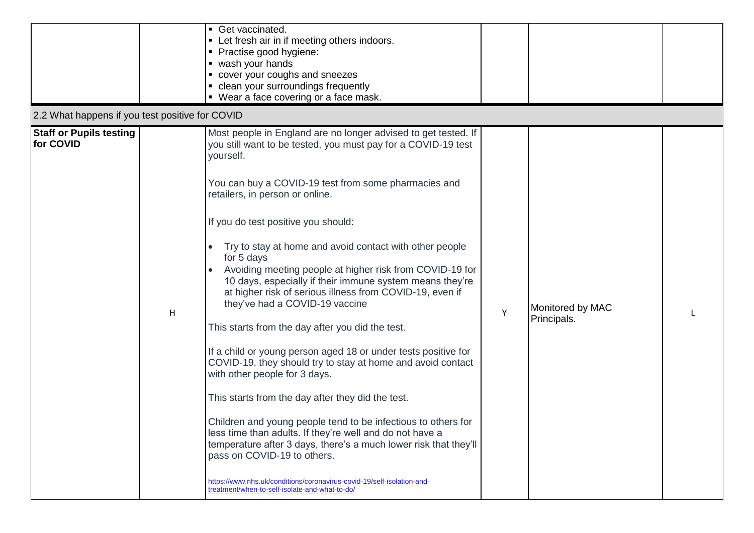| | | | | | |
|---|---|---|---|---|---|
| | | ▪ Get vaccinated.<br>▪ Let fresh air in if meeting others indoors.<br>▪ Practise good hygiene:<br>▪ wash your hands<br>▪ cover your coughs and sneezes<br>▪ clean your surroundings frequently<br>▪ Wear a face covering or a face mask. | | | |
| 2.2 What happens if you test positive for COVID | | | | | |
| **Staff or Pupils testing for COVID** | H | Most people in England are no longer advised to get tested. If you still want to be tested, you must pay for a COVID-19 test yourself.<br><br>You can buy a COVID-19 test from some pharmacies and retailers, in person or online.<br><br>If you do test positive you should:<br><br>• Try to stay at home and avoid contact with other people for 5 days<br>• Avoiding meeting people at higher risk from COVID-19 for 10 days, especially if their immune system means they're at higher risk of serious illness from COVID-19, even if they've had a COVID-19 vaccine<br><br>This starts from the day after you did the test.<br><br>If a child or young person aged 18 or under tests positive for COVID-19, they should try to stay at home and avoid contact with other people for 3 days.<br><br>This starts from the day after they did the test.<br><br>Children and young people tend to be infectious to others for less time than adults. If they're well and do not have a temperature after 3 days, there's a much lower risk that they'll pass on COVID-19 to others.<br><br>https://www.nhs.uk/conditions/coronavirus-covid-19/self-isolation-and-treatment/when-to-self-isolate-and-what-to-do/ | Y | Monitored by MAC Principals. | L |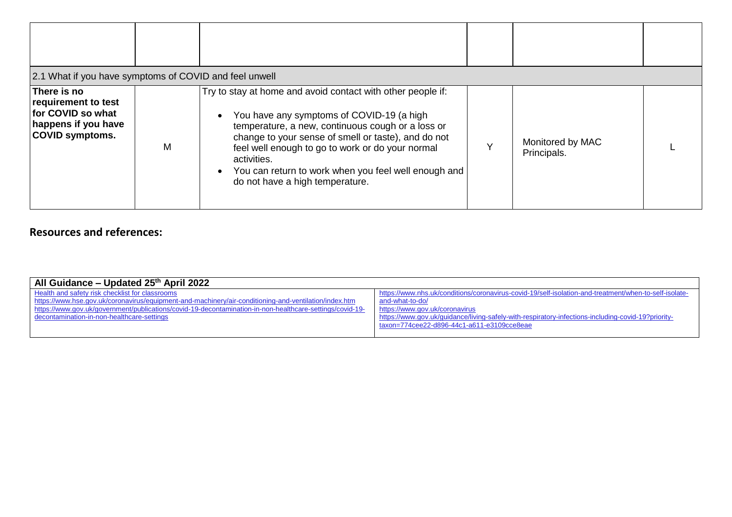| | | | | | |
|---|---|---|---|---|---|
| | | | | | |
| 2.1 What if you have symptoms of COVID and feel unwell | | | | | |
| **There is no requirement to test for COVID so what happens if you have COVID symptoms.** | M | Try to stay at home and avoid contact with other people if:<br>• You have any symptoms of COVID-19 (a high temperature, a new, continuous cough or a loss or change to your sense of smell or taste), and do not feel well enough to go to work or do your normal activities.<br>• You can return to work when you feel well enough and do not have a high temperature. | Y | Monitored by MAC Principals. | L |

## Resources and references:

| **All Guidance – Updated 25th April 2022** | |
|---|---|
| Health and safety risk checklist for classrooms<br>https://www.hse.gov.uk/coronavirus/equipment-and-machinery/air-conditioning-and-ventilation/index.htm<br>https://www.gov.uk/government/publications/covid-19-decontamination-in-non-healthcare-settings/covid-19-decontamination-in-non-healthcare-settings | https://www.nhs.uk/conditions/coronavirus-covid-19/self-isolation-and-treatment/when-to-self-isolate-and-what-to-do/<br>https://www.gov.uk/coronavirus<br>https://www.gov.uk/guidance/living-safely-with-respiratory-infections-including-covid-19?priority-taxon=774cee22-d896-44c1-a611-e3109cce8eae |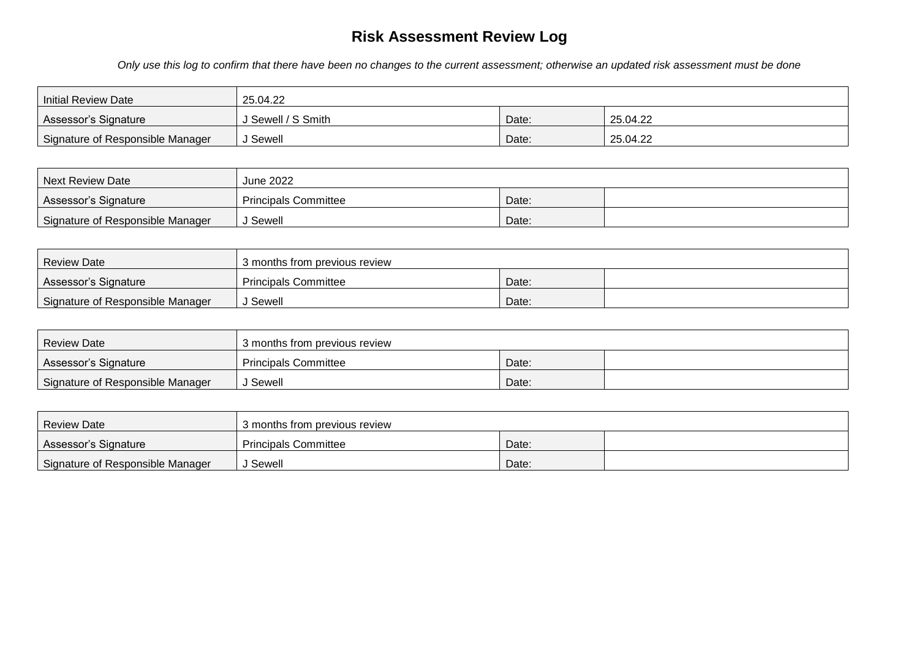# Risk Assessment Review Log

*Only use this log to confirm that there have been no changes to the current assessment; otherwise an updated risk assessment must be done*

| | | | |
|---|---|---|---|
| Initial Review Date | 25.04.22 | | |
| Assessor's Signature | J Sewell / S Smith | Date: | 25.04.22 |
| Signature of Responsible Manager | J Sewell | Date: | 25.04.22 |

| | | | |
|---|---|---|---|
| Next Review Date | June 2022 | | |
| Assessor's Signature | Principals Committee | Date: | |
| Signature of Responsible Manager | J Sewell | Date: | |

| | | | |
|---|---|---|---|
| Review Date | 3 months from previous review | | |
| Assessor's Signature | Principals Committee | Date: | |
| Signature of Responsible Manager | J Sewell | Date: | |

| | | | |
|---|---|---|---|
| Review Date | 3 months from previous review | | |
| Assessor's Signature | Principals Committee | Date: | |
| Signature of Responsible Manager | J Sewell | Date: | |

| | | | |
|---|---|---|---|
| Review Date | 3 months from previous review | | |
| Assessor's Signature | Principals Committee | Date: | |
| Signature of Responsible Manager | J Sewell | Date: | |